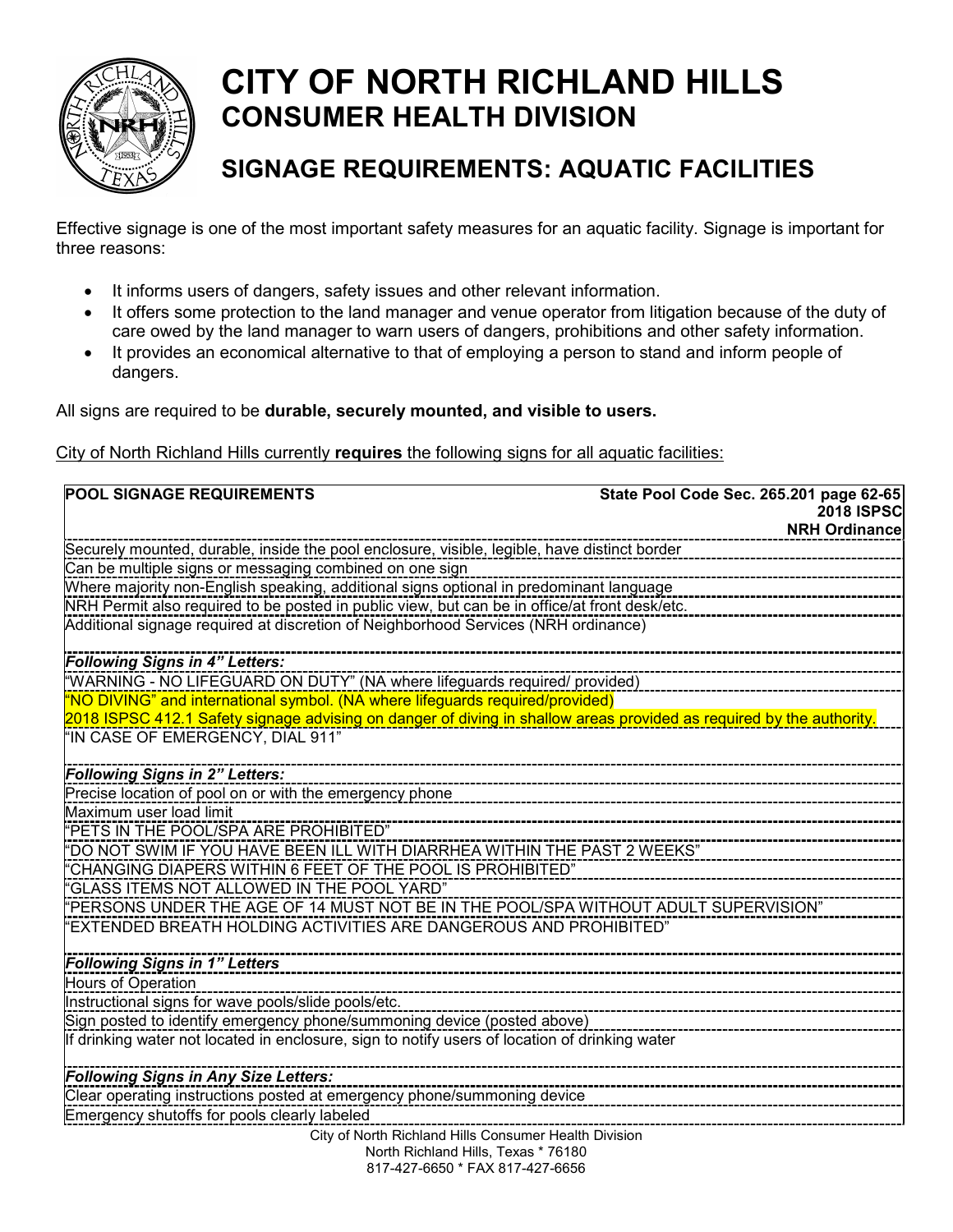# CITY OF NORTH RICHLAND HILLS
## CONSUMER HEALTH DIVISION

## SIGNAGE REQUIREMENTS: AQUATIC FACILITIES

Effective signage is one of the most important safety measures for an aquatic facility. Signage is important for three reasons:

- It informs users of dangers, safety issues and other relevant information.
- It offers some protection to the land manager and venue operator from litigation because of the duty of care owed by the land manager to warn users of dangers, prohibitions and other safety information.
- It provides an economical alternative to that of employing a person to stand and inform people of dangers.

All signs are required to be **durable, securely mounted, and visible to users.**

City of North Richland Hills currently **requires** the following signs for all aquatic facilities:

| **POOL SIGNAGE REQUIREMENTS** | **State Pool Code Sec. 265.201 page 62-65**<br>**2018 ISPSC**<br>**NRH Ordinance** |
|---|---|
| Securely mounted, durable, inside the pool enclosure, visible, legible, have distinct border | |
| Can be multiple signs or messaging combined on one sign | |
| Where majority non-English speaking, additional signs optional in predominant language | |
| NRH Permit also required to be posted in public view, but can be in office/at front desk/etc. | |
| Additional signage required at discretion of Neighborhood Services (NRH ordinance) | |
| ***Following Signs in 4" Letters:*** | |
| "WARNING - NO LIFEGUARD ON DUTY" (NA where lifeguards required/ provided) | |
| "NO DIVING" and international symbol. (NA where lifeguards required/provided) | |
| 2018 ISPSC 412.1 Safety signage advising on danger of diving in shallow areas provided as required by the authority. | |
| "IN CASE OF EMERGENCY, DIAL 911" | |
| ***Following Signs in 2" Letters:*** | |
| Precise location of pool on or with the emergency phone | |
| Maximum user load limit | |
| "PETS IN THE POOL/SPA ARE PROHIBITED" | |
| "DO NOT SWIM IF YOU HAVE BEEN ILL WITH DIARRHEA WITHIN THE PAST 2 WEEKS" | |
| "CHANGING DIAPERS WITHIN 6 FEET OF THE POOL IS PROHIBITED" | |
| "GLASS ITEMS NOT ALLOWED IN THE POOL YARD" | |
| "PERSONS UNDER THE AGE OF 14 MUST NOT BE IN THE POOL/SPA WITHOUT ADULT SUPERVISION" | |
| "EXTENDED BREATH HOLDING ACTIVITIES ARE DANGEROUS AND PROHIBITED" | |
| ***Following Signs in 1" Letters*** | |
| Hours of Operation | |
| Instructional signs for wave pools/slide pools/etc. | |
| Sign posted to identify emergency phone/summoning device (posted above) | |
| If drinking water not located in enclosure, sign to notify users of location of drinking water | |
| ***Following Signs in Any Size Letters:*** | |
| Clear operating instructions posted at emergency phone/summoning device | |
| Emergency shutoffs for pools clearly labeled | |

City of North Richland Hills Consumer Health Division
North Richland Hills, Texas * 76180
817-427-6650 * FAX 817-427-6656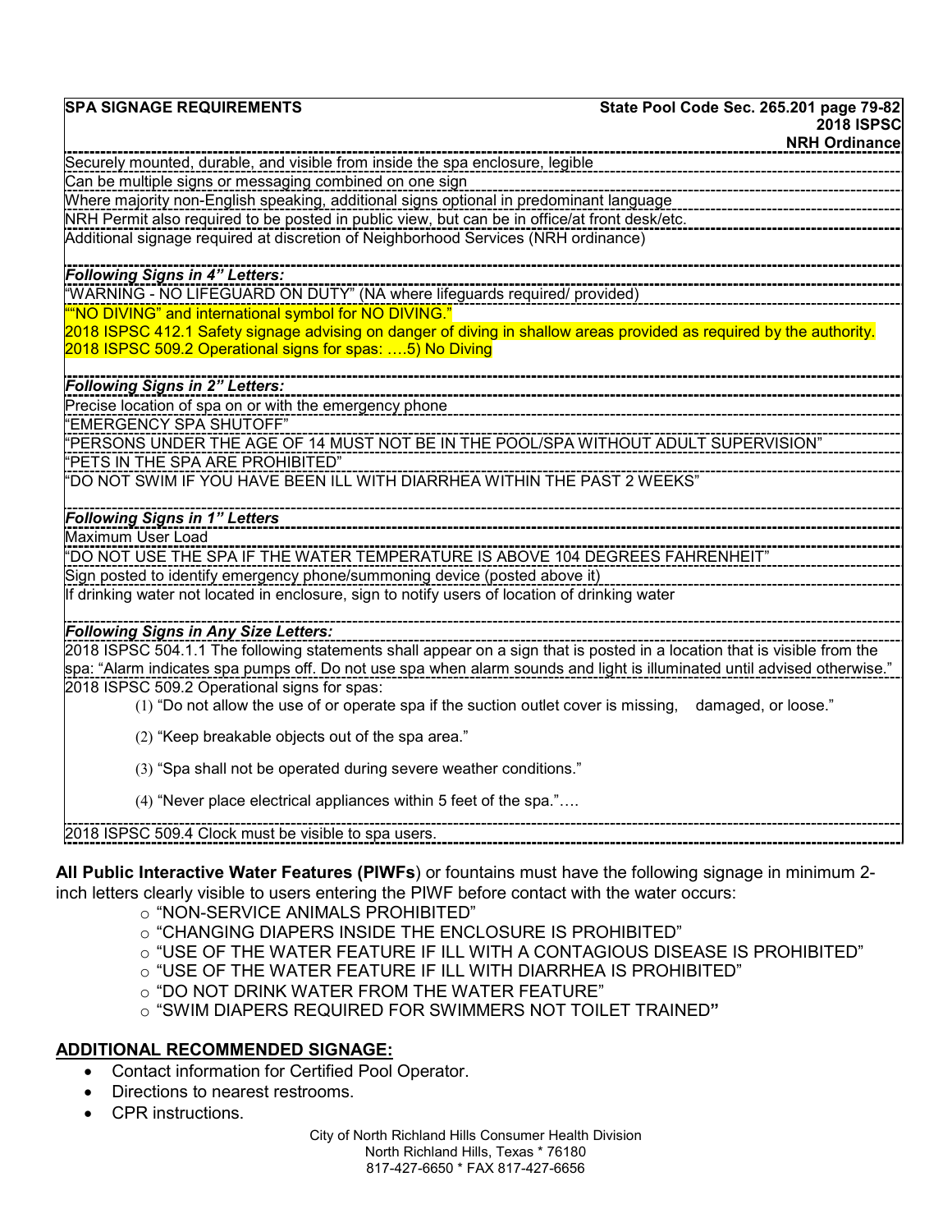| SPA SIGNAGE REQUIREMENTS | State Pool Code Sec. 265.201 page 79-82<br>2018 ISPSC<br>NRH Ordinance |
|---|---|
| Securely mounted, durable, and visible from inside the spa enclosure, legible | |
| Can be multiple signs or messaging combined on one sign | |
| Where majority non-English speaking, additional signs optional in predominant language | |
| NRH Permit also required to be posted in public view, but can be in office/at front desk/etc. | |
| Additional signage required at discretion of Neighborhood Services (NRH ordinance) | |
| ***Following Signs in 4" Letters:*** | |
| "WARNING - NO LIFEGUARD ON DUTY" (NA where lifeguards required/ provided) | |
| ""NO DIVING" and international symbol for NO DIVING."<br>2018 ISPSC 412.1 Safety signage advising on danger of diving in shallow areas provided as required by the authority.<br>2018 ISPSC 509.2 Operational signs for spas: ….5) No Diving | |
| ***Following Signs in 2" Letters:*** | |
| Precise location of spa on or with the emergency phone | |
| "EMERGENCY SPA SHUTOFF" | |
| "PERSONS UNDER THE AGE OF 14 MUST NOT BE IN THE POOL/SPA WITHOUT ADULT SUPERVISION" | |
| "PETS IN THE SPA ARE PROHIBITED" | |
| "DO NOT SWIM IF YOU HAVE BEEN ILL WITH DIARRHEA WITHIN THE PAST 2 WEEKS" | |
| ***Following Signs in 1" Letters*** | |
| Maximum User Load | |
| "DO NOT USE THE SPA IF THE WATER TEMPERATURE IS ABOVE 104 DEGREES FAHRENHEIT" | |
| Sign posted to identify emergency phone/summoning device (posted above it) | |
| If drinking water not located in enclosure, sign to notify users of location of drinking water | |
| ***Following Signs in Any Size Letters:*** | |
| 2018 ISPSC 504.1.1 The following statements shall appear on a sign that is posted in a location that is visible from the spa: "Alarm indicates spa pumps off. Do not use spa when alarm sounds and light is illuminated until advised otherwise." | |
| 2018 ISPSC 509.2 Operational signs for spas:<br>(1) "Do not allow the use of or operate spa if the suction outlet cover is missing, damaged, or loose."<br>(2) "Keep breakable objects out of the spa area."<br>(3) "Spa shall not be operated during severe weather conditions."<br>(4) "Never place electrical appliances within 5 feet of the spa."…. | |
| 2018 ISPSC 509.4 Clock must be visible to spa users. | |

**All Public Interactive Water Features (PIWFs**) or fountains must have the following signage in minimum 2-inch letters clearly visible to users entering the PIWF before contact with the water occurs:

- "NON-SERVICE ANIMALS PROHIBITED"
- "CHANGING DIAPERS INSIDE THE ENCLOSURE IS PROHIBITED"
- "USE OF THE WATER FEATURE IF ILL WITH A CONTAGIOUS DISEASE IS PROHIBITED"
- "USE OF THE WATER FEATURE IF ILL WITH DIARRHEA IS PROHIBITED"
- "DO NOT DRINK WATER FROM THE WATER FEATURE"
- "SWIM DIAPERS REQUIRED FOR SWIMMERS NOT TOILET TRAINED**"**

## ADDITIONAL RECOMMENDED SIGNAGE:

- Contact information for Certified Pool Operator.
- Directions to nearest restrooms.
- CPR instructions.

City of North Richland Hills Consumer Health Division
North Richland Hills, Texas * 76180
817-427-6650 * FAX 817-427-6656